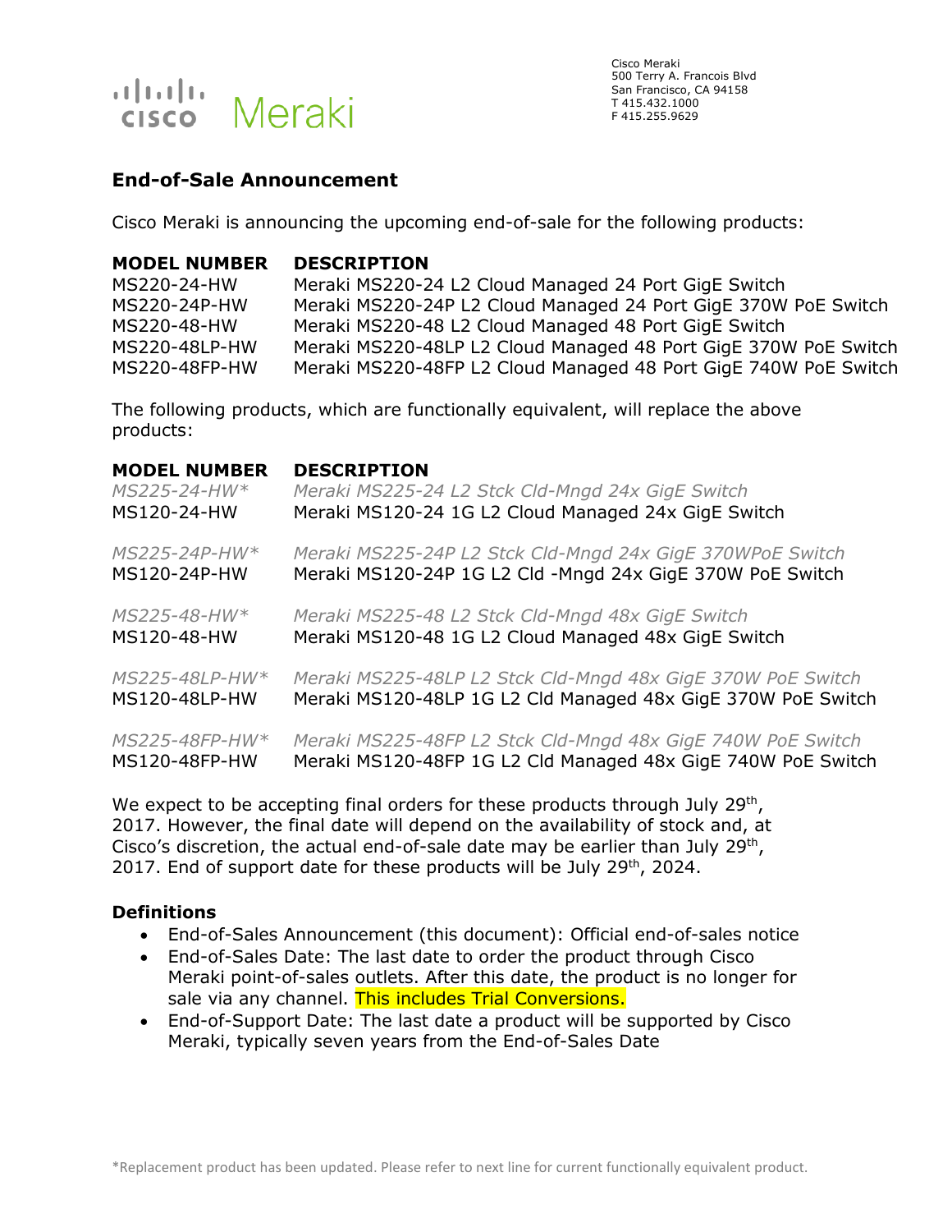Cisco Meraki
500 Terry A. Francois Blvd
San Francisco, CA 94158
T 415.432.1000
F 415.255.9629

## End-of-Sale Announcement

Cisco Meraki is announcing the upcoming end-of-sale for the following products:

| MODEL NUMBER | DESCRIPTION |
|---|---|
| MS220-24-HW | Meraki MS220-24 L2 Cloud Managed 24 Port GigE Switch |
| MS220-24P-HW | Meraki MS220-24P L2 Cloud Managed 24 Port GigE 370W PoE Switch |
| MS220-48-HW | Meraki MS220-48 L2 Cloud Managed 48 Port GigE Switch |
| MS220-48LP-HW | Meraki MS220-48LP L2 Cloud Managed 48 Port GigE 370W PoE Switch |
| MS220-48FP-HW | Meraki MS220-48FP L2 Cloud Managed 48 Port GigE 740W PoE Switch |

The following products, which are functionally equivalent, will replace the above products:

| MODEL NUMBER | DESCRIPTION |
|---|---|
| *MS225-24-HW** | *Meraki MS225-24 L2 Stck Cld-Mngd 24x GigE Switch* |
| MS120-24-HW | Meraki MS120-24 1G L2 Cloud Managed 24x GigE Switch |
| *MS225-24P-HW** | *Meraki MS225-24P L2 Stck Cld-Mngd 24x GigE 370WPoE Switch* |
| MS120-24P-HW | Meraki MS120-24P 1G L2 Cld -Mngd 24x GigE 370W PoE Switch |
| *MS225-48-HW** | *Meraki MS225-48 L2 Stck Cld-Mngd 48x GigE Switch* |
| MS120-48-HW | Meraki MS120-48 1G L2 Cloud Managed 48x GigE Switch |
| *MS225-48LP-HW** | *Meraki MS225-48LP L2 Stck Cld-Mngd 48x GigE 370W PoE Switch* |
| MS120-48LP-HW | Meraki MS120-48LP 1G L2 Cld Managed 48x GigE 370W PoE Switch |
| *MS225-48FP-HW** | *Meraki MS225-48FP L2 Stck Cld-Mngd 48x GigE 740W PoE Switch* |
| MS120-48FP-HW | Meraki MS120-48FP 1G L2 Cld Managed 48x GigE 740W PoE Switch |

We expect to be accepting final orders for these products through July 29th, 2017. However, the final date will depend on the availability of stock and, at Cisco's discretion, the actual end-of-sale date may be earlier than July 29th, 2017. End of support date for these products will be July 29th, 2024.

### Definitions

- End-of-Sales Announcement (this document): Official end-of-sales notice
- End-of-Sales Date: The last date to order the product through Cisco Meraki point-of-sales outlets. After this date, the product is no longer for sale via any channel. This includes Trial Conversions.
- End-of-Support Date: The last date a product will be supported by Cisco Meraki, typically seven years from the End-of-Sales Date

*Replacement product has been updated. Please refer to next line for current functionally equivalent product.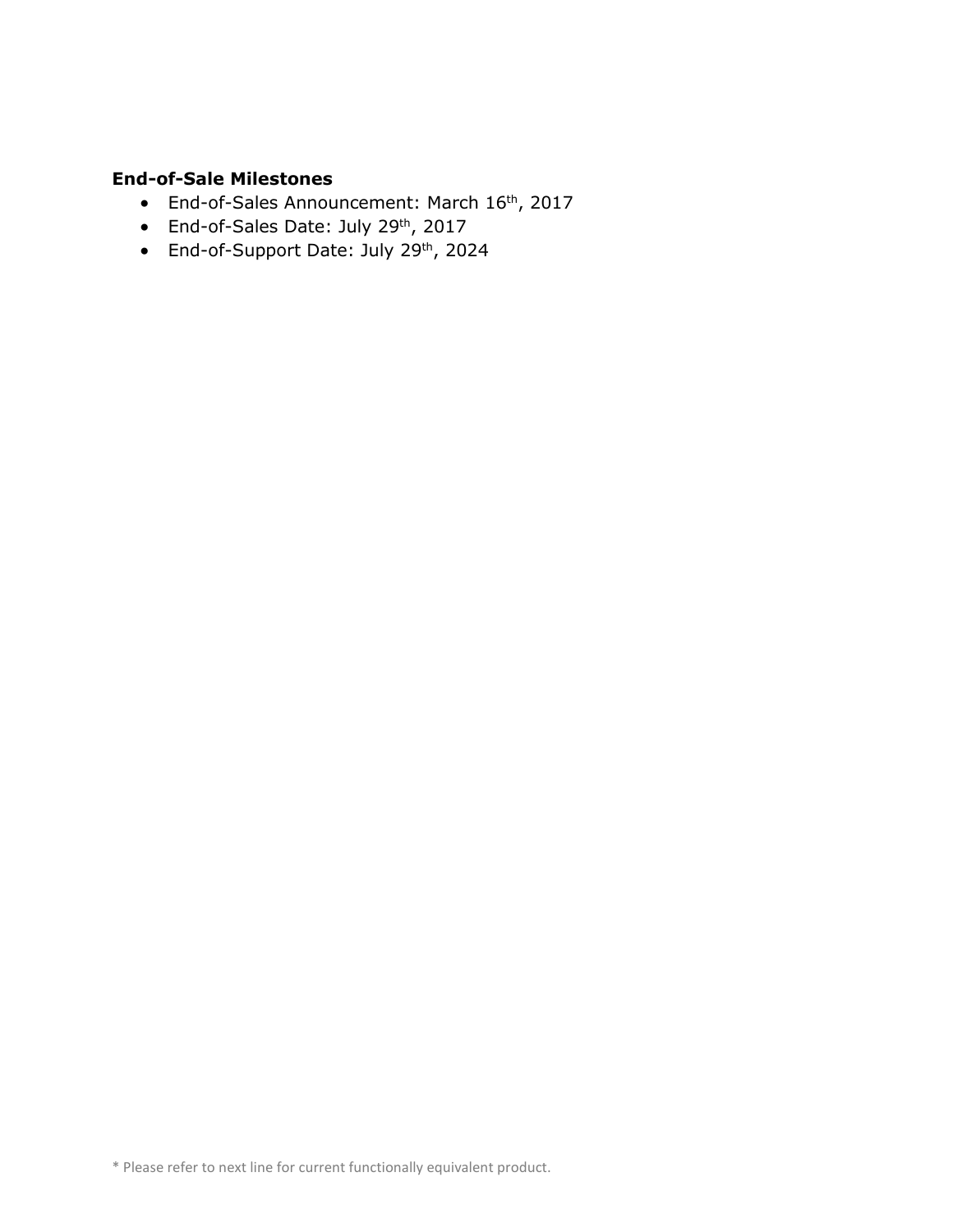### End-of-Sale Milestones

- End-of-Sales Announcement: March 16th, 2017
- End-of-Sales Date: July 29th, 2017
- End-of-Support Date: July 29th, 2024

* Please refer to next line for current functionally equivalent product.